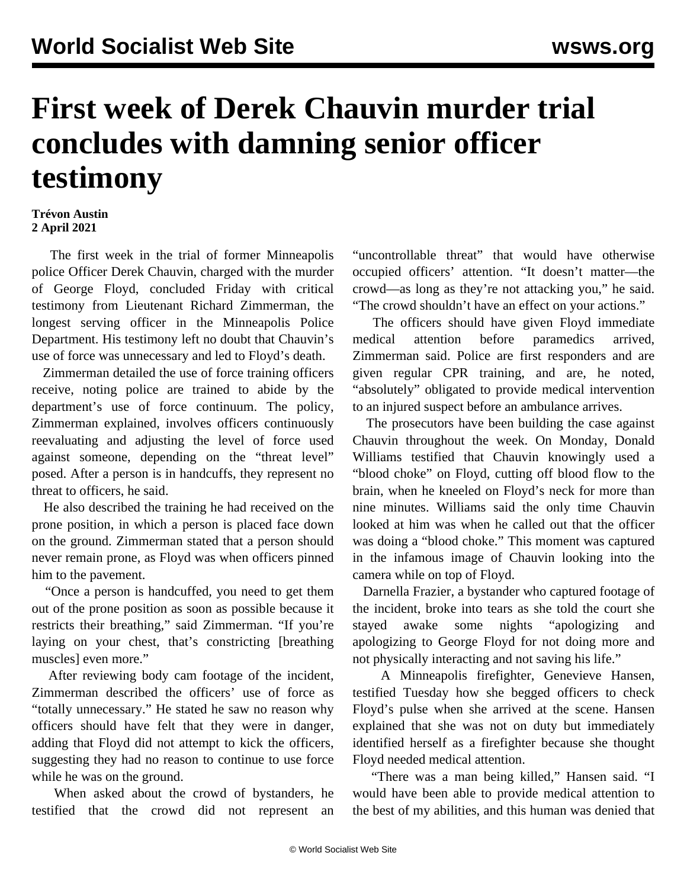# First week of Derek Chauvin murder trial concludes with damning senior officer testimony

**Trévon Austin**
**2 April 2021**

The first week in the trial of former Minneapolis police Officer Derek Chauvin, charged with the murder of George Floyd, concluded Friday with critical testimony from Lieutenant Richard Zimmerman, the longest serving officer in the Minneapolis Police Department. His testimony left no doubt that Chauvin's use of force was unnecessary and led to Floyd's death.

Zimmerman detailed the use of force training officers receive, noting police are trained to abide by the department's use of force continuum. The policy, Zimmerman explained, involves officers continuously reevaluating and adjusting the level of force used against someone, depending on the "threat level" posed. After a person is in handcuffs, they represent no threat to officers, he said.

He also described the training he had received on the prone position, in which a person is placed face down on the ground. Zimmerman stated that a person should never remain prone, as Floyd was when officers pinned him to the pavement.

"Once a person is handcuffed, you need to get them out of the prone position as soon as possible because it restricts their breathing," said Zimmerman. "If you're laying on your chest, that's constricting [breathing muscles] even more."

After reviewing body cam footage of the incident, Zimmerman described the officers' use of force as "totally unnecessary." He stated he saw no reason why officers should have felt that they were in danger, adding that Floyd did not attempt to kick the officers, suggesting they had no reason to continue to use force while he was on the ground.

When asked about the crowd of bystanders, he testified that the crowd did not represent an "uncontrollable threat" that would have otherwise occupied officers' attention. "It doesn't matter—the crowd—as long as they're not attacking you," he said. "The crowd shouldn't have an effect on your actions."

The officers should have given Floyd immediate medical attention before paramedics arrived, Zimmerman said. Police are first responders and are given regular CPR training, and are, he noted, "absolutely" obligated to provide medical intervention to an injured suspect before an ambulance arrives.

The prosecutors have been building the case against Chauvin throughout the week. On Monday, Donald Williams testified that Chauvin knowingly used a "blood choke" on Floyd, cutting off blood flow to the brain, when he kneeled on Floyd's neck for more than nine minutes. Williams said the only time Chauvin looked at him was when he called out that the officer was doing a "blood choke." This moment was captured in the infamous image of Chauvin looking into the camera while on top of Floyd.

Darnella Frazier, a bystander who captured footage of the incident, broke into tears as she told the court she stayed awake some nights "apologizing and apologizing to George Floyd for not doing more and not physically interacting and not saving his life."

A Minneapolis firefighter, Genevieve Hansen, testified Tuesday how she begged officers to check Floyd's pulse when she arrived at the scene. Hansen explained that she was not on duty but immediately identified herself as a firefighter because she thought Floyd needed medical attention.

"There was a man being killed," Hansen said. "I would have been able to provide medical attention to the best of my abilities, and this human was denied that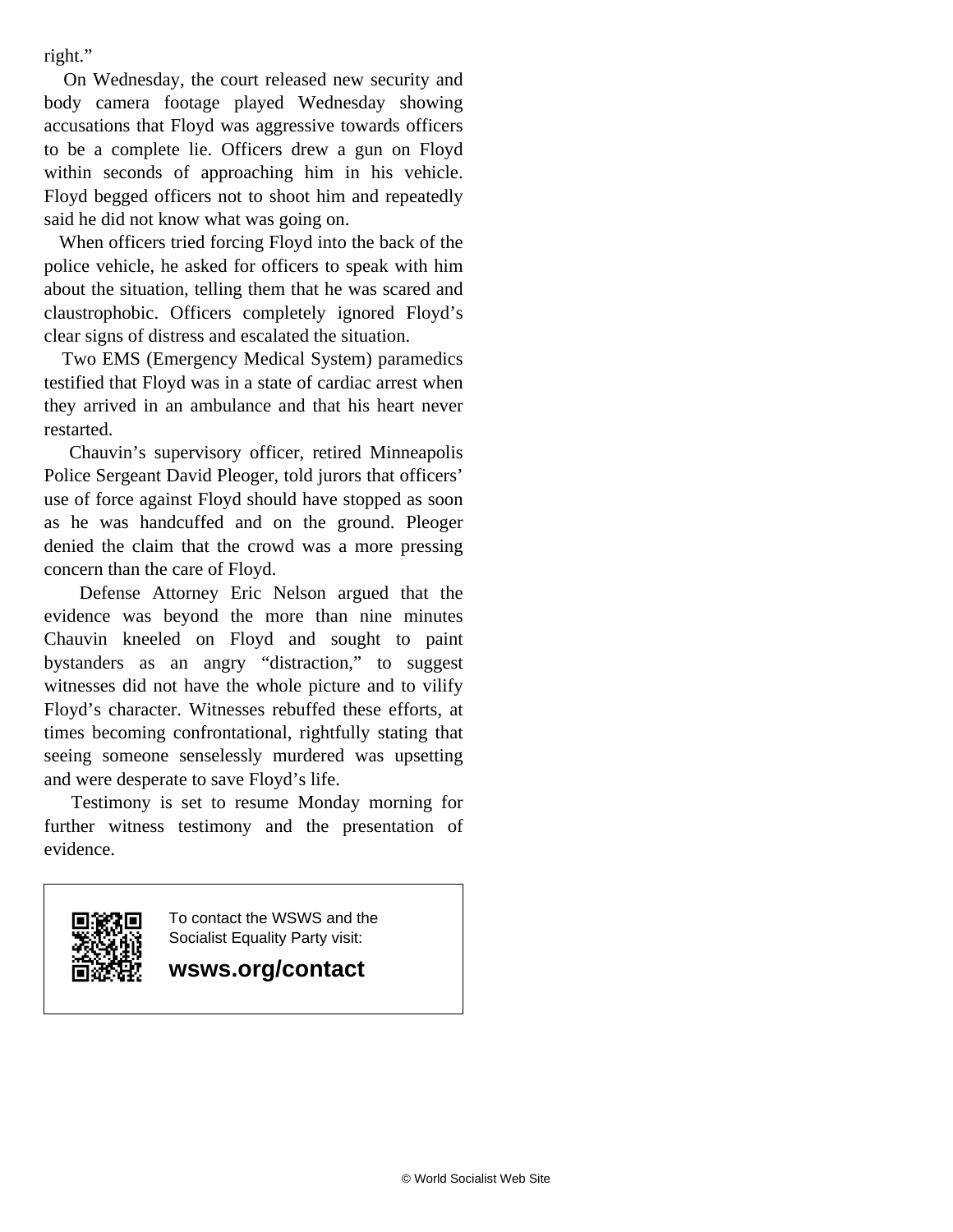right."

On Wednesday, the court released new security and body camera footage played Wednesday showing accusations that Floyd was aggressive towards officers to be a complete lie. Officers drew a gun on Floyd within seconds of approaching him in his vehicle. Floyd begged officers not to shoot him and repeatedly said he did not know what was going on.

When officers tried forcing Floyd into the back of the police vehicle, he asked for officers to speak with him about the situation, telling them that he was scared and claustrophobic. Officers completely ignored Floyd's clear signs of distress and escalated the situation.

Two EMS (Emergency Medical System) paramedics testified that Floyd was in a state of cardiac arrest when they arrived in an ambulance and that his heart never restarted.

Chauvin's supervisory officer, retired Minneapolis Police Sergeant David Pleoger, told jurors that officers' use of force against Floyd should have stopped as soon as he was handcuffed and on the ground. Pleoger denied the claim that the crowd was a more pressing concern than the care of Floyd.

Defense Attorney Eric Nelson argued that the evidence was beyond the more than nine minutes Chauvin kneeled on Floyd and sought to paint bystanders as an angry "distraction," to suggest witnesses did not have the whole picture and to vilify Floyd's character. Witnesses rebuffed these efforts, at times becoming confrontational, rightfully stating that seeing someone senselessly murdered was upsetting and were desperate to save Floyd's life.

Testimony is set to resume Monday morning for further witness testimony and the presentation of evidence.

To contact the WSWS and the Socialist Equality Party visit:

**wsws.org/contact**